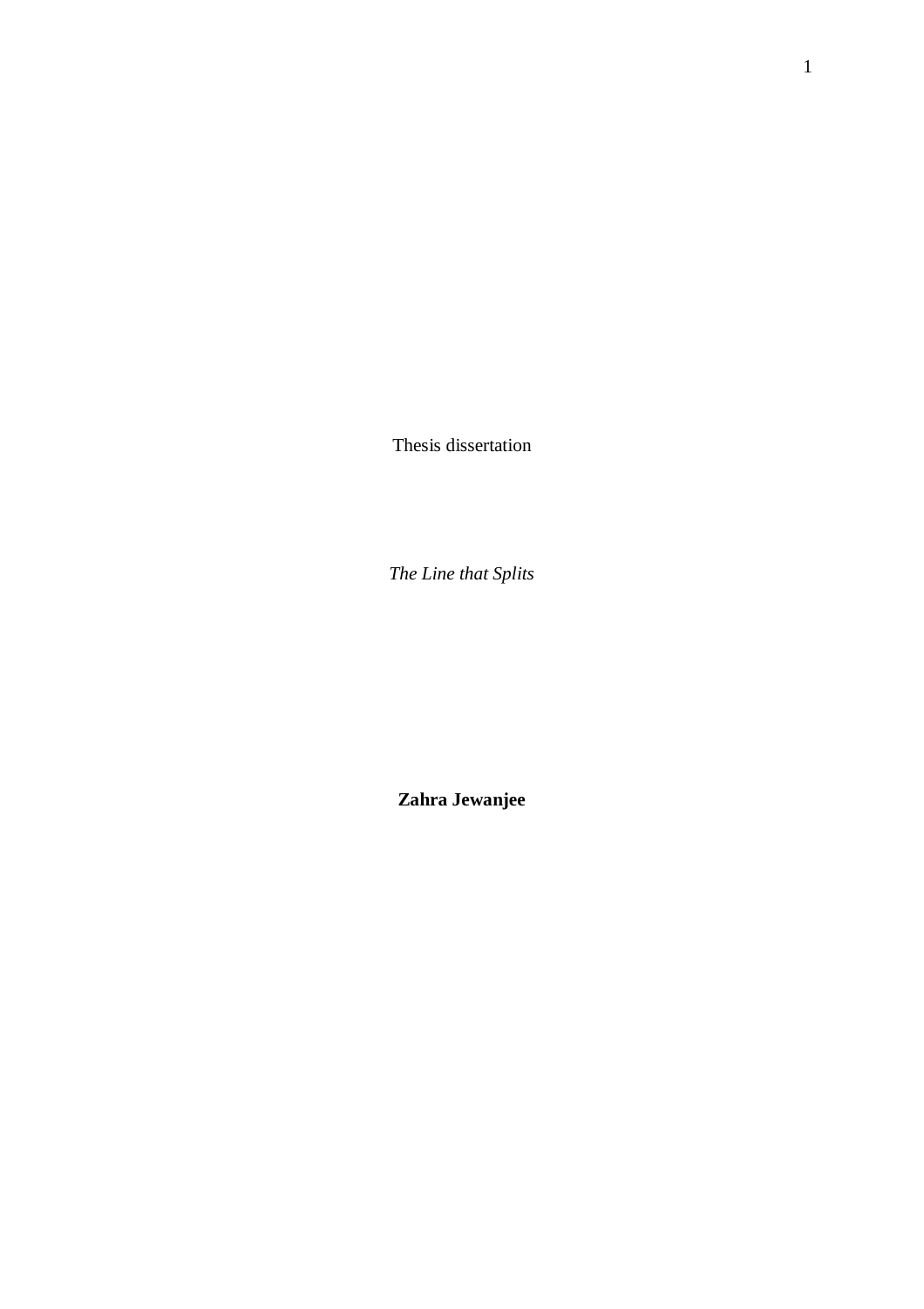Thesis dissertation

*The Line that Splits*

**Zahra Jewanjee**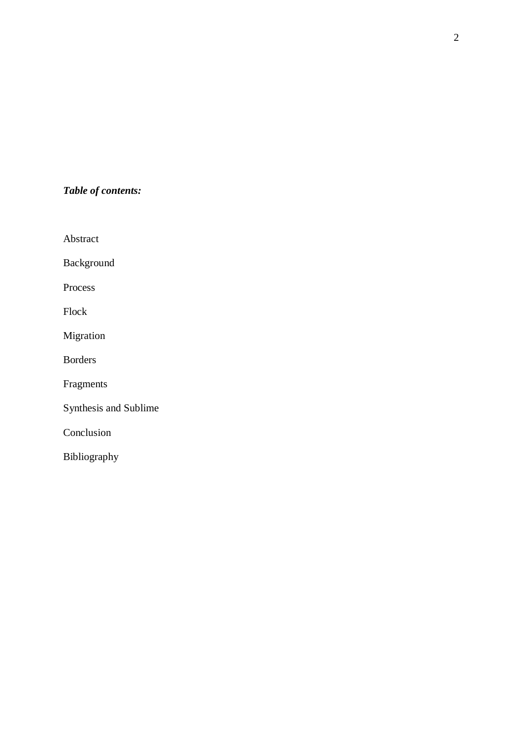***Table of contents:***

Abstract

Background

Process

Flock

Migration

Borders

Fragments

Synthesis and Sublime

Conclusion

Bibliography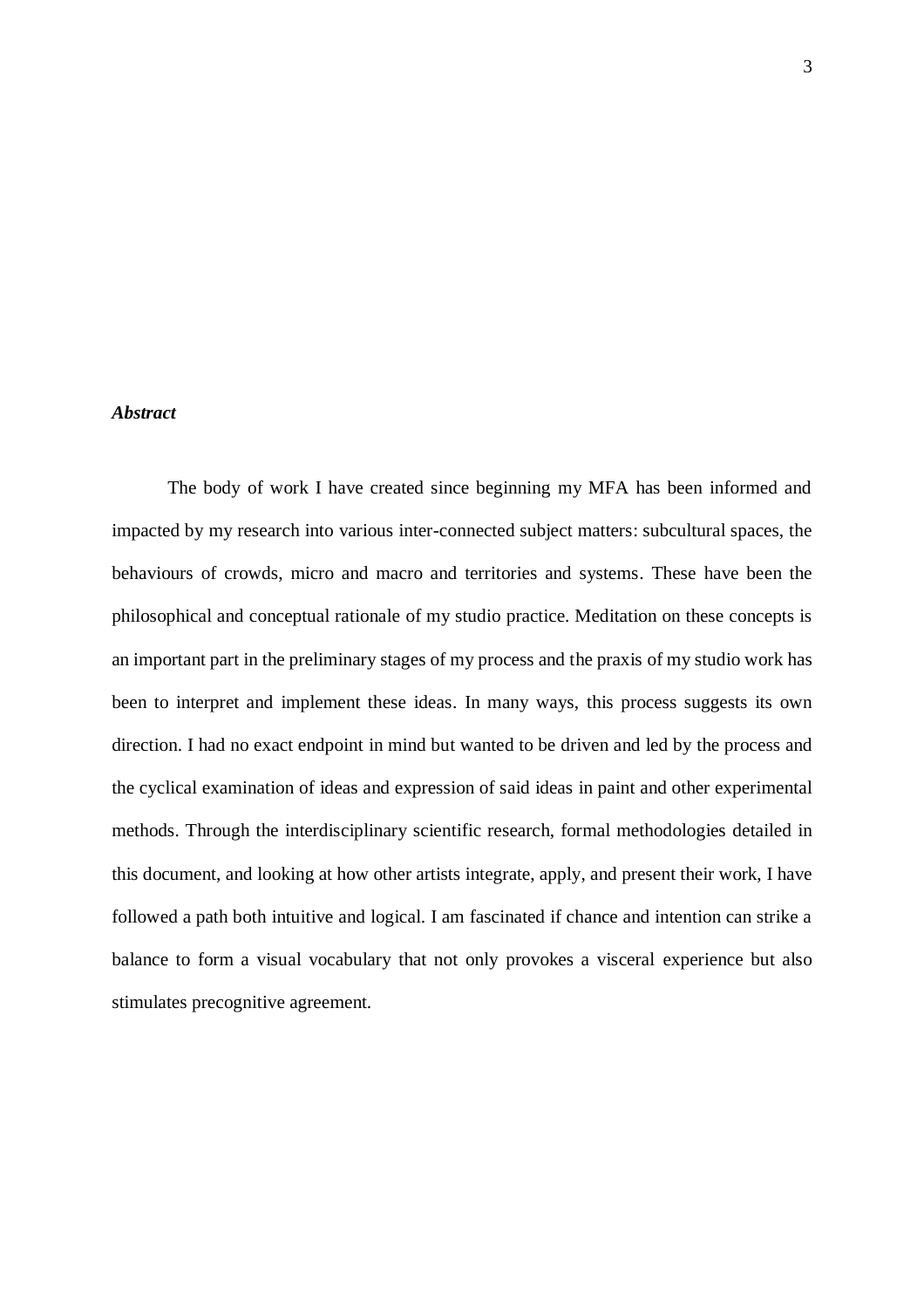***Abstract***

The body of work I have created since beginning my MFA has been informed and impacted by my research into various inter-connected subject matters: subcultural spaces, the behaviours of crowds, micro and macro and territories and systems. These have been the philosophical and conceptual rationale of my studio practice. Meditation on these concepts is an important part in the preliminary stages of my process and the praxis of my studio work has been to interpret and implement these ideas. In many ways, this process suggests its own direction. I had no exact endpoint in mind but wanted to be driven and led by the process and the cyclical examination of ideas and expression of said ideas in paint and other experimental methods. Through the interdisciplinary scientific research, formal methodologies detailed in this document, and looking at how other artists integrate, apply, and present their work, I have followed a path both intuitive and logical. I am fascinated if chance and intention can strike a balance to form a visual vocabulary that not only provokes a visceral experience but also stimulates precognitive agreement.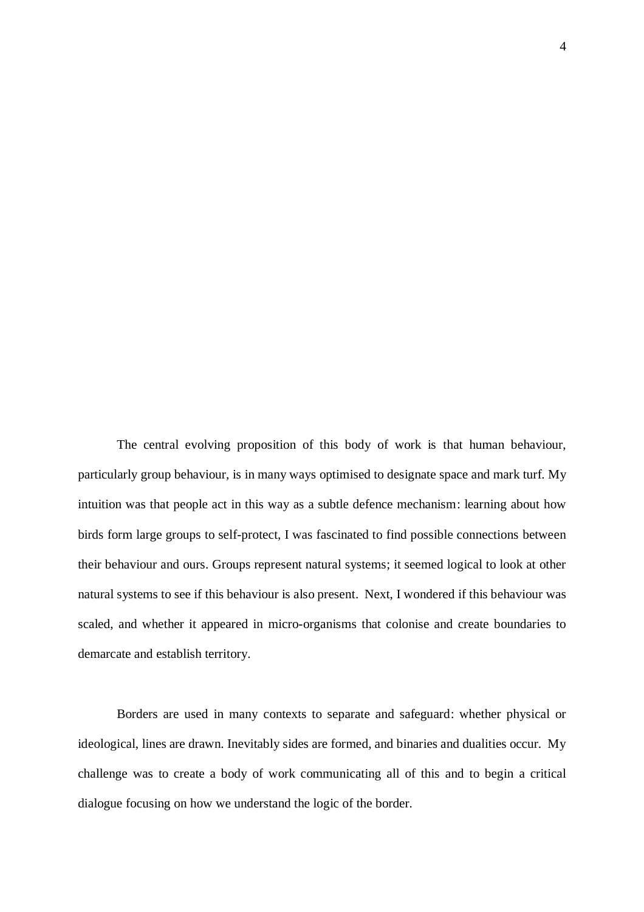The central evolving proposition of this body of work is that human behaviour, particularly group behaviour, is in many ways optimised to designate space and mark turf. My intuition was that people act in this way as a subtle defence mechanism: learning about how birds form large groups to self-protect, I was fascinated to find possible connections between their behaviour and ours. Groups represent natural systems; it seemed logical to look at other natural systems to see if this behaviour is also present. Next, I wondered if this behaviour was scaled, and whether it appeared in micro-organisms that colonise and create boundaries to demarcate and establish territory.

Borders are used in many contexts to separate and safeguard: whether physical or ideological, lines are drawn. Inevitably sides are formed, and binaries and dualities occur. My challenge was to create a body of work communicating all of this and to begin a critical dialogue focusing on how we understand the logic of the border.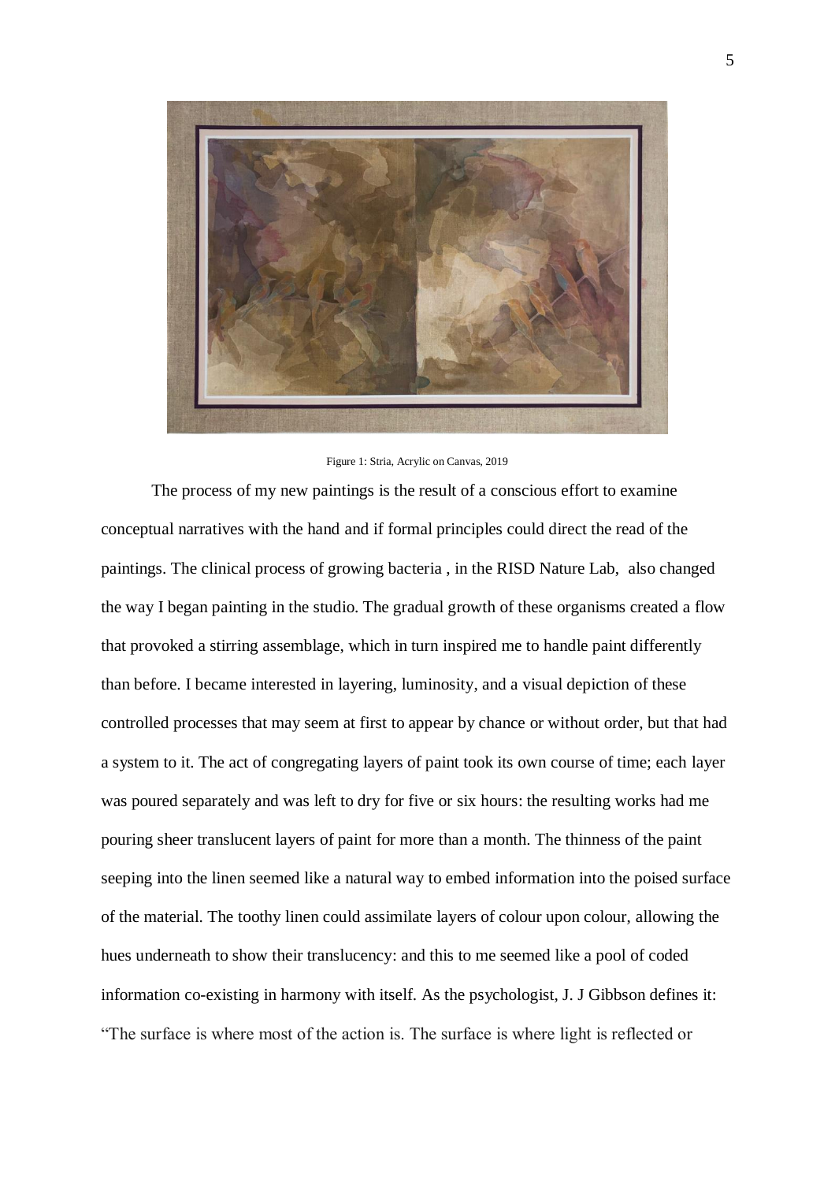Figure 1: Stria, Acrylic on Canvas, 2019

The process of my new paintings is the result of a conscious effort to examine conceptual narratives with the hand and if formal principles could direct the read of the paintings. The clinical process of growing bacteria , in the RISD Nature Lab, also changed the way I began painting in the studio. The gradual growth of these organisms created a flow that provoked a stirring assemblage, which in turn inspired me to handle paint differently than before. I became interested in layering, luminosity, and a visual depiction of these controlled processes that may seem at first to appear by chance or without order, but that had a system to it. The act of congregating layers of paint took its own course of time; each layer was poured separately and was left to dry for five or six hours: the resulting works had me pouring sheer translucent layers of paint for more than a month. The thinness of the paint seeping into the linen seemed like a natural way to embed information into the poised surface of the material. The toothy linen could assimilate layers of colour upon colour, allowing the hues underneath to show their translucency: and this to me seemed like a pool of coded information co-existing in harmony with itself. As the psychologist, J. J Gibbson defines it: "The surface is where most of the action is. The surface is where light is reflected or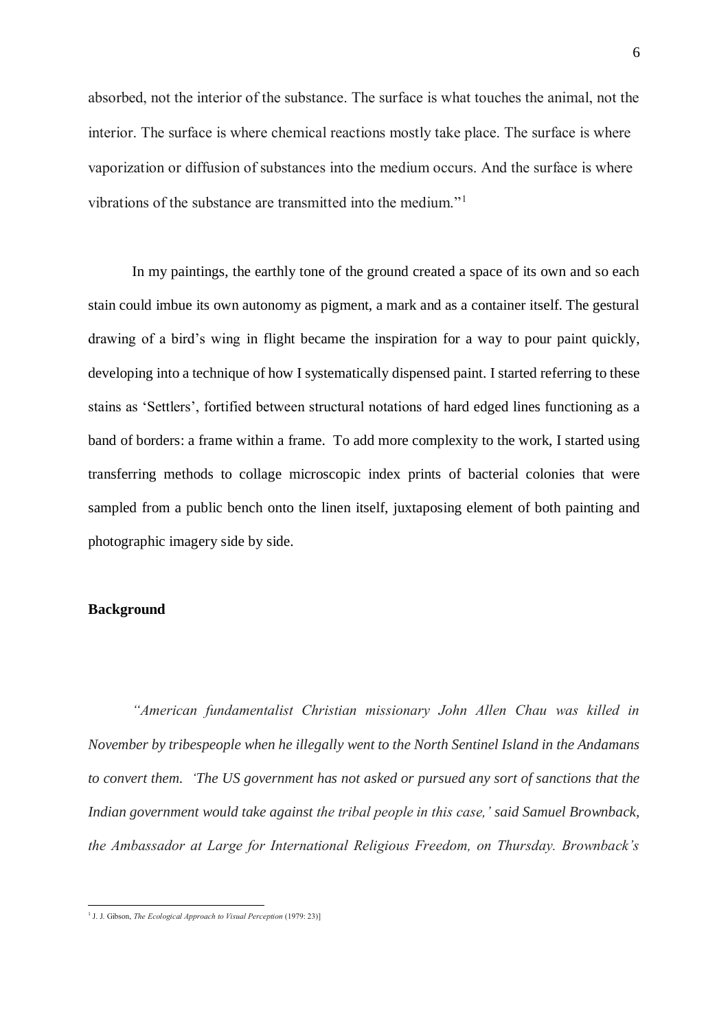absorbed, not the interior of the substance. The surface is what touches the animal, not the interior. The surface is where chemical reactions mostly take place. The surface is where vaporization or diffusion of substances into the medium occurs. And the surface is where vibrations of the substance are transmitted into the medium."[1]

In my paintings, the earthly tone of the ground created a space of its own and so each stain could imbue its own autonomy as pigment, a mark and as a container itself. The gestural drawing of a bird's wing in flight became the inspiration for a way to pour paint quickly, developing into a technique of how I systematically dispensed paint. I started referring to these stains as 'Settlers', fortified between structural notations of hard edged lines functioning as a band of borders: a frame within a frame. To add more complexity to the work, I started using transferring methods to collage microscopic index prints of bacterial colonies that were sampled from a public bench onto the linen itself, juxtaposing element of both painting and photographic imagery side by side.

**Background**

*"American fundamentalist Christian missionary John Allen Chau was killed in November by tribespeople when he illegally went to the North Sentinel Island in the Andamans to convert them. 'The US government has not asked or pursued any sort of sanctions that the Indian government would take against the tribal people in this case,' said Samuel Brownback, the Ambassador at Large for International Religious Freedom, on Thursday. Brownback's*

---

[1] J. J. Gibson, *The Ecological Approach to Visual Perception* (1979: 23)]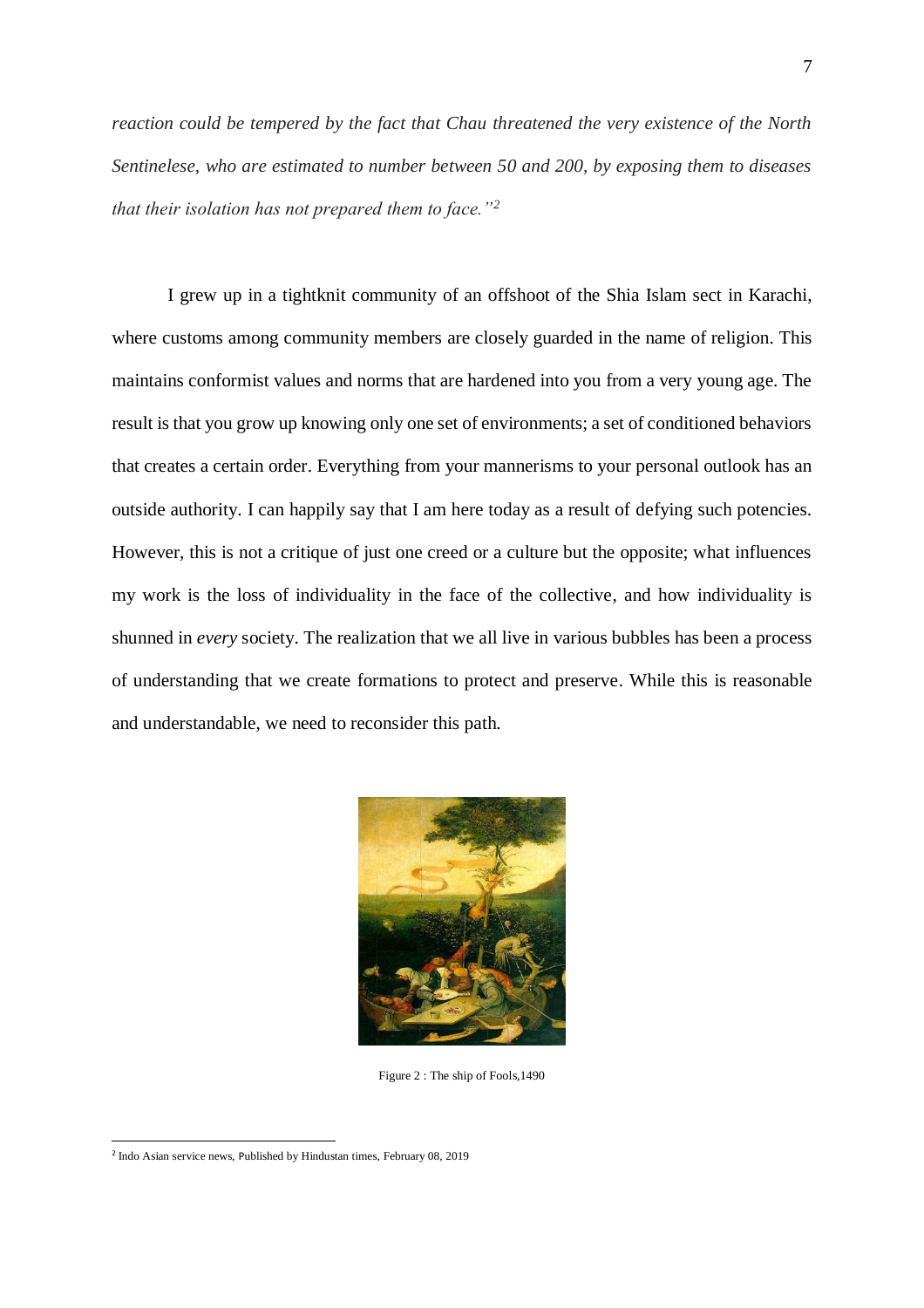*reaction could be tempered by the fact that Chau threatened the very existence of the North Sentinelese, who are estimated to number between 50 and 200, by exposing them to diseases that their isolation has not prepared them to face."*[2]

I grew up in a tightknit community of an offshoot of the Shia Islam sect in Karachi, where customs among community members are closely guarded in the name of religion. This maintains conformist values and norms that are hardened into you from a very young age. The result is that you grow up knowing only one set of environments; a set of conditioned behaviors that creates a certain order. Everything from your mannerisms to your personal outlook has an outside authority. I can happily say that I am here today as a result of defying such potencies. However, this is not a critique of just one creed or a culture but the opposite; what influences my work is the loss of individuality in the face of the collective, and how individuality is shunned in *every* society. The realization that we all live in various bubbles has been a process of understanding that we create formations to protect and preserve. While this is reasonable and understandable, we need to reconsider this path.

Figure 2 : The ship of Fools,1490

[2] Indo Asian service news, Published by Hindustan times, February 08, 2019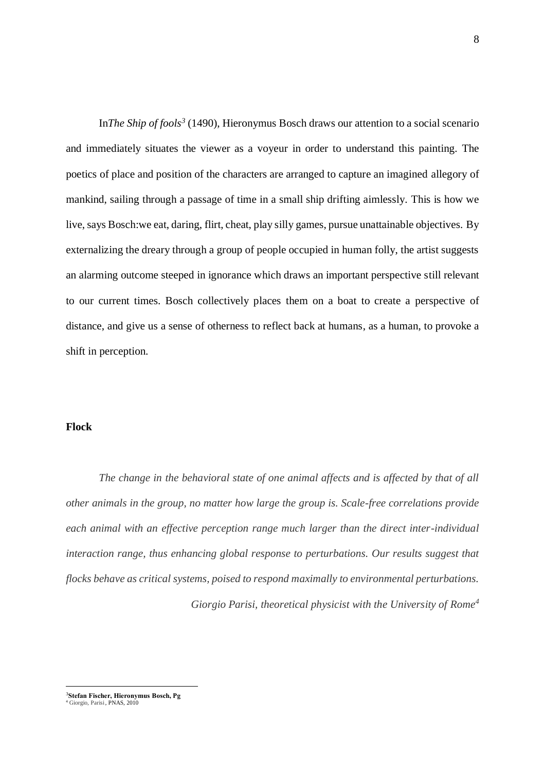In*The Ship of fools*[3] (1490), Hieronymus Bosch draws our attention to a social scenario and immediately situates the viewer as a voyeur in order to understand this painting. The poetics of place and position of the characters are arranged to capture an imagined allegory of mankind, sailing through a passage of time in a small ship drifting aimlessly. This is how we live, says Bosch:we eat, daring, flirt, cheat, play silly games, pursue unattainable objectives. By externalizing the dreary through a group of people occupied in human folly, the artist suggests an alarming outcome steeped in ignorance which draws an important perspective still relevant to our current times. Bosch collectively places them on a boat to create a perspective of distance, and give us a sense of otherness to reflect back at humans, as a human, to provoke a shift in perception.

**Flock**

*The change in the behavioral state of one animal affects and is affected by that of all other animals in the group, no matter how large the group is. Scale-free correlations provide each animal with an effective perception range much larger than the direct inter-individual interaction range, thus enhancing global response to perturbations. Our results suggest that flocks behave as critical systems, poised to respond maximally to environmental perturbations.*

*Giorgio Parisi, theoretical physicist with the University of Rome*[4]

---

[3]**Stefan Fischer, Hieronymus Bosch, Pg**

[4] Giorgio, Parisi, PNAS, 2010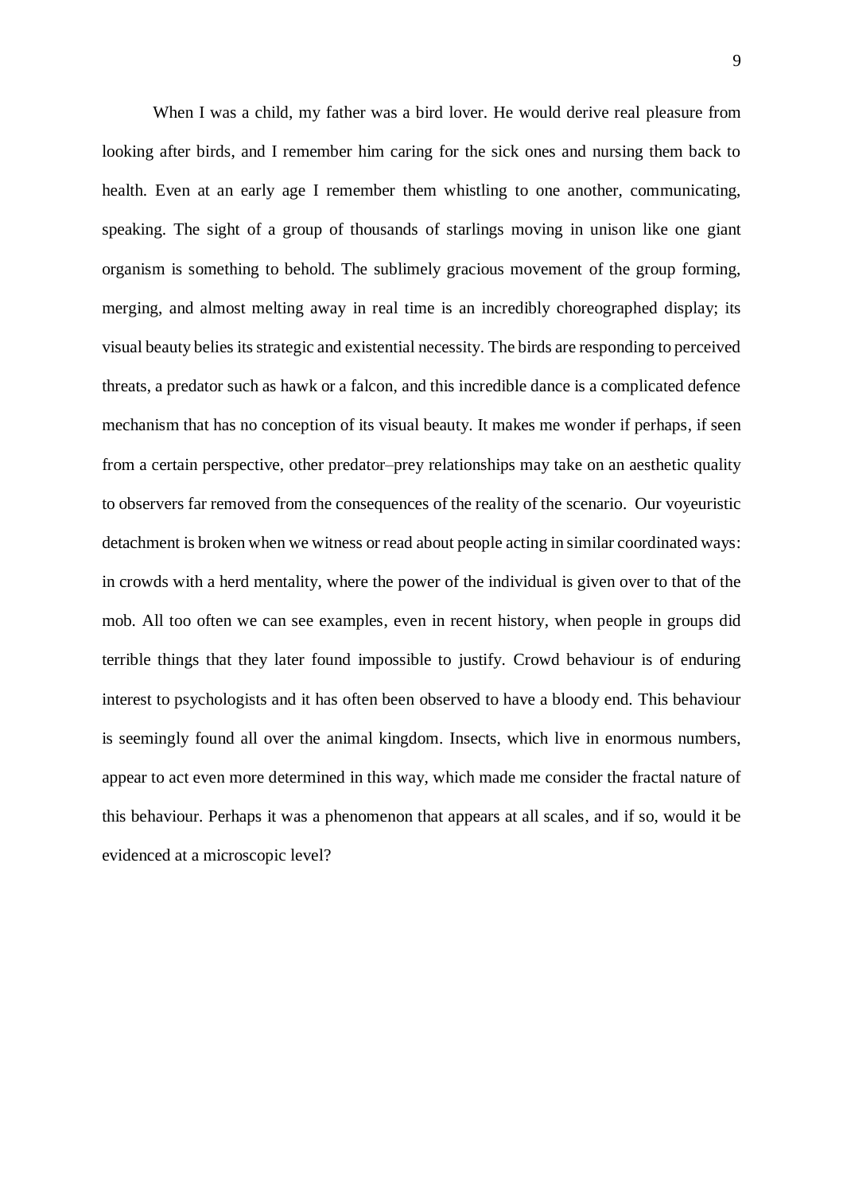When I was a child, my father was a bird lover. He would derive real pleasure from looking after birds, and I remember him caring for the sick ones and nursing them back to health. Even at an early age I remember them whistling to one another, communicating, speaking. The sight of a group of thousands of starlings moving in unison like one giant organism is something to behold. The sublimely gracious movement of the group forming, merging, and almost melting away in real time is an incredibly choreographed display; its visual beauty belies its strategic and existential necessity. The birds are responding to perceived threats, a predator such as hawk or a falcon, and this incredible dance is a complicated defence mechanism that has no conception of its visual beauty. It makes me wonder if perhaps, if seen from a certain perspective, other predator–prey relationships may take on an aesthetic quality to observers far removed from the consequences of the reality of the scenario.  Our voyeuristic detachment is broken when we witness or read about people acting in similar coordinated ways: in crowds with a herd mentality, where the power of the individual is given over to that of the mob. All too often we can see examples, even in recent history, when people in groups did terrible things that they later found impossible to justify. Crowd behaviour is of enduring interest to psychologists and it has often been observed to have a bloody end. This behaviour is seemingly found all over the animal kingdom. Insects, which live in enormous numbers, appear to act even more determined in this way, which made me consider the fractal nature of this behaviour. Perhaps it was a phenomenon that appears at all scales, and if so, would it be evidenced at a microscopic level?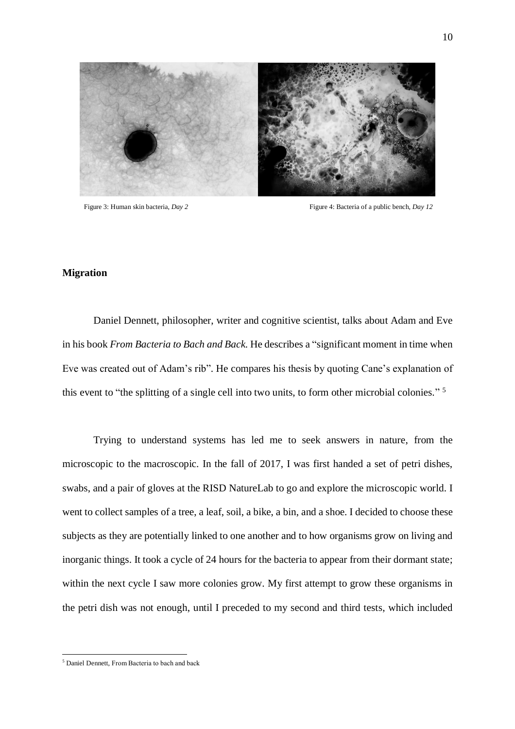Figure 3: Human skin bacteria, *Day 2*

Figure 4: Bacteria of a public bench, *Day 12*

**Migration**

Daniel Dennett, philosopher, writer and cognitive scientist, talks about Adam and Eve in his book *From Bacteria to Bach and Back.* He describes a "significant moment in time when Eve was created out of Adam's rib". He compares his thesis by quoting Cane's explanation of this event to "the splitting of a single cell into two units, to form other microbial colonies." [5]

Trying to understand systems has led me to seek answers in nature, from the microscopic to the macroscopic. In the fall of 2017, I was first handed a set of petri dishes, swabs, and a pair of gloves at the RISD NatureLab to go and explore the microscopic world. I went to collect samples of a tree, a leaf, soil, a bike, a bin, and a shoe. I decided to choose these subjects as they are potentially linked to one another and to how organisms grow on living and inorganic things. It took a cycle of 24 hours for the bacteria to appear from their dormant state; within the next cycle I saw more colonies grow. My first attempt to grow these organisms in the petri dish was not enough, until I preceded to my second and third tests, which included

[5] Daniel Dennett, From Bacteria to bach and back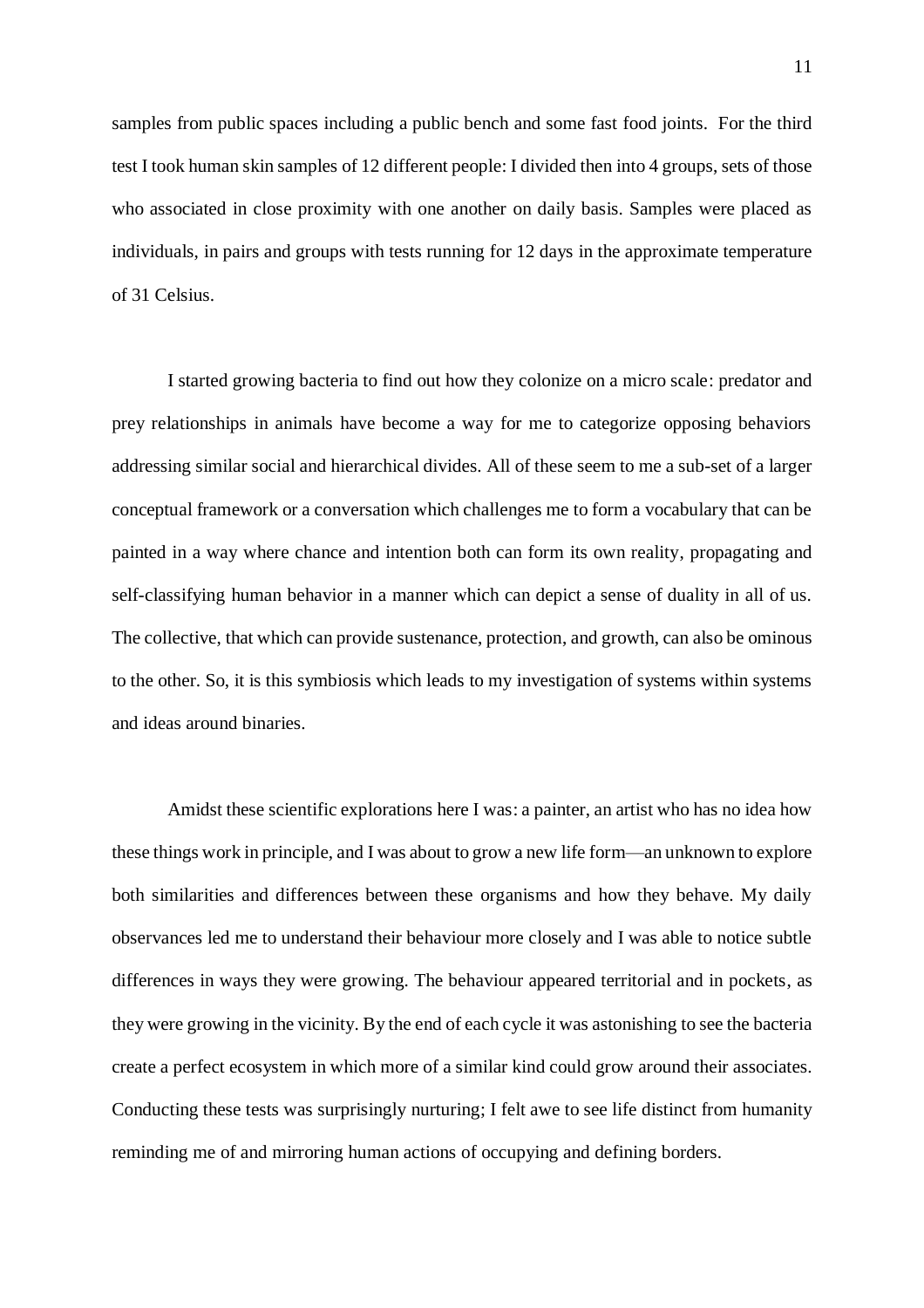samples from public spaces including a public bench and some fast food joints. For the third test I took human skin samples of 12 different people: I divided then into 4 groups, sets of those who associated in close proximity with one another on daily basis. Samples were placed as individuals, in pairs and groups with tests running for 12 days in the approximate temperature of 31 Celsius.

I started growing bacteria to find out how they colonize on a micro scale: predator and prey relationships in animals have become a way for me to categorize opposing behaviors addressing similar social and hierarchical divides. All of these seem to me a sub-set of a larger conceptual framework or a conversation which challenges me to form a vocabulary that can be painted in a way where chance and intention both can form its own reality, propagating and self-classifying human behavior in a manner which can depict a sense of duality in all of us. The collective, that which can provide sustenance, protection, and growth, can also be ominous to the other. So, it is this symbiosis which leads to my investigation of systems within systems and ideas around binaries.

Amidst these scientific explorations here I was: a painter, an artist who has no idea how these things work in principle, and I was about to grow a new life form—an unknown to explore both similarities and differences between these organisms and how they behave. My daily observances led me to understand their behaviour more closely and I was able to notice subtle differences in ways they were growing. The behaviour appeared territorial and in pockets, as they were growing in the vicinity. By the end of each cycle it was astonishing to see the bacteria create a perfect ecosystem in which more of a similar kind could grow around their associates. Conducting these tests was surprisingly nurturing; I felt awe to see life distinct from humanity reminding me of and mirroring human actions of occupying and defining borders.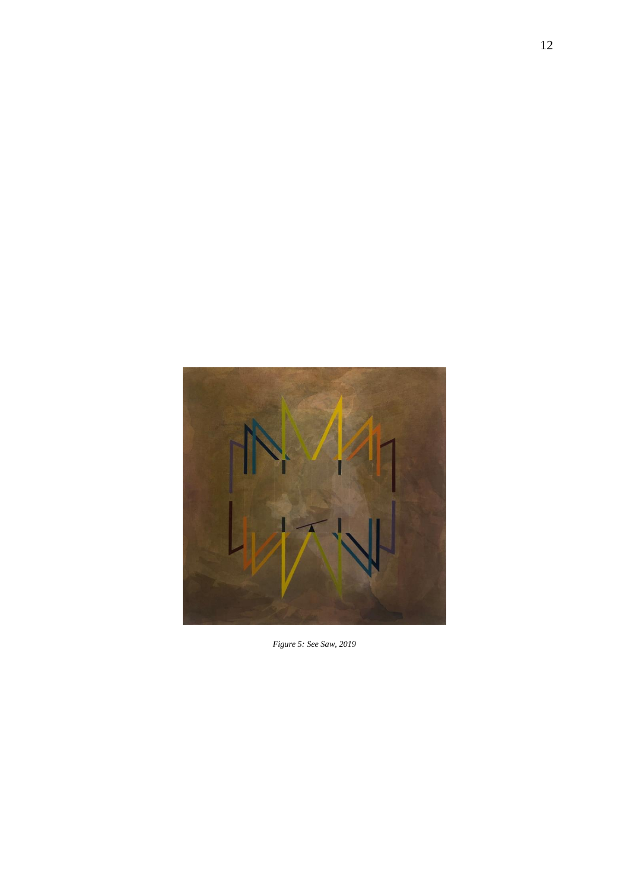*Figure 5: See Saw, 2019*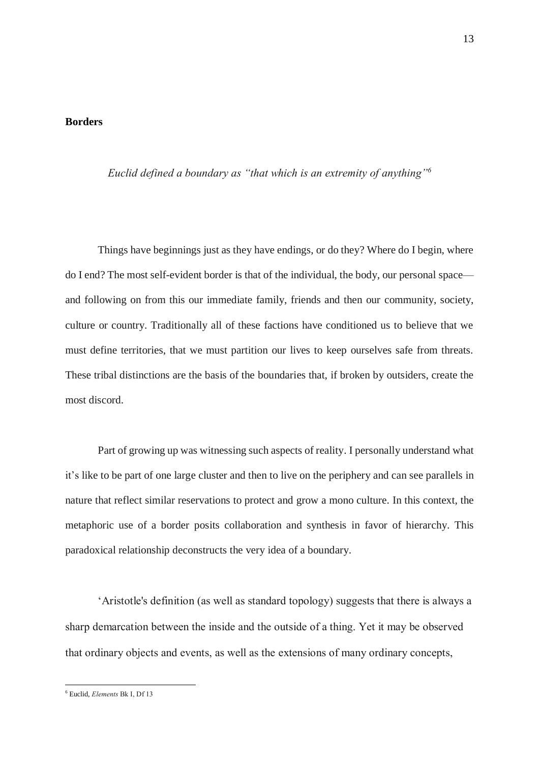**Borders**

*Euclid defined a boundary as "that which is an extremity of anything"*[6]

Things have beginnings just as they have endings, or do they? Where do I begin, where do I end? The most self-evident border is that of the individual, the body, our personal space—and following on from this our immediate family, friends and then our community, society, culture or country. Traditionally all of these factions have conditioned us to believe that we must define territories, that we must partition our lives to keep ourselves safe from threats. These tribal distinctions are the basis of the boundaries that, if broken by outsiders, create the most discord.

Part of growing up was witnessing such aspects of reality. I personally understand what it's like to be part of one large cluster and then to live on the periphery and can see parallels in nature that reflect similar reservations to protect and grow a mono culture. In this context, the metaphoric use of a border posits collaboration and synthesis in favor of hierarchy. This paradoxical relationship deconstructs the very idea of a boundary.

'Aristotle's definition (as well as standard topology) suggests that there is always a sharp demarcation between the inside and the outside of a thing. Yet it may be observed that ordinary objects and events, as well as the extensions of many ordinary concepts,

[6] Euclid, *Elements* Bk I, Df 13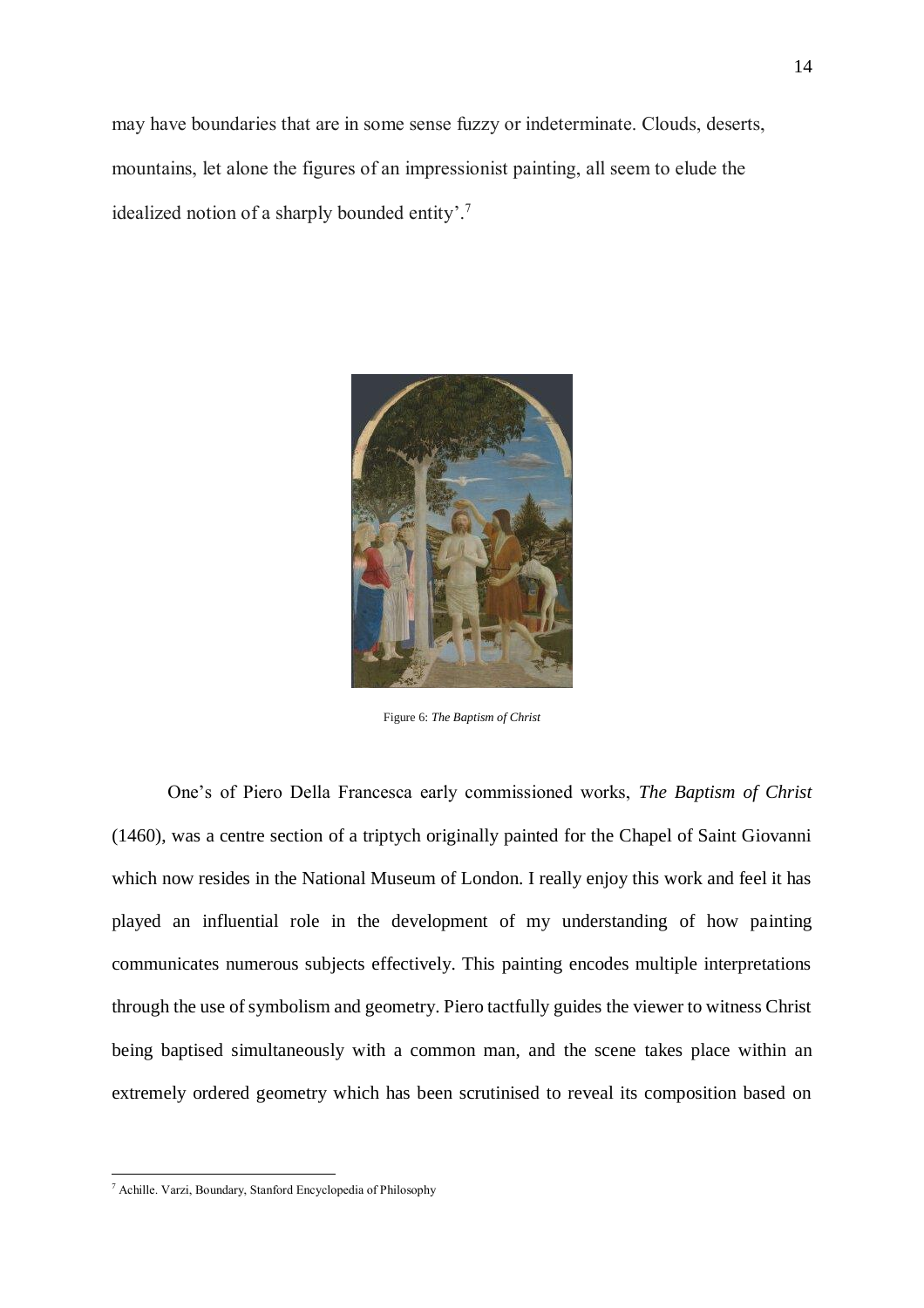may have boundaries that are in some sense fuzzy or indeterminate. Clouds, deserts, mountains, let alone the figures of an impressionist painting, all seem to elude the idealized notion of a sharply bounded entity'.[7]

Figure 6: *The Baptism of Christ*

One's of Piero Della Francesca early commissioned works, *The Baptism of Christ* (1460), was a centre section of a triptych originally painted for the Chapel of Saint Giovanni which now resides in the National Museum of London. I really enjoy this work and feel it has played an influential role in the development of my understanding of how painting communicates numerous subjects effectively. This painting encodes multiple interpretations through the use of symbolism and geometry. Piero tactfully guides the viewer to witness Christ being baptised simultaneously with a common man, and the scene takes place within an extremely ordered geometry which has been scrutinised to reveal its composition based on

[7] Achille. Varzi, Boundary, Stanford Encyclopedia of Philosophy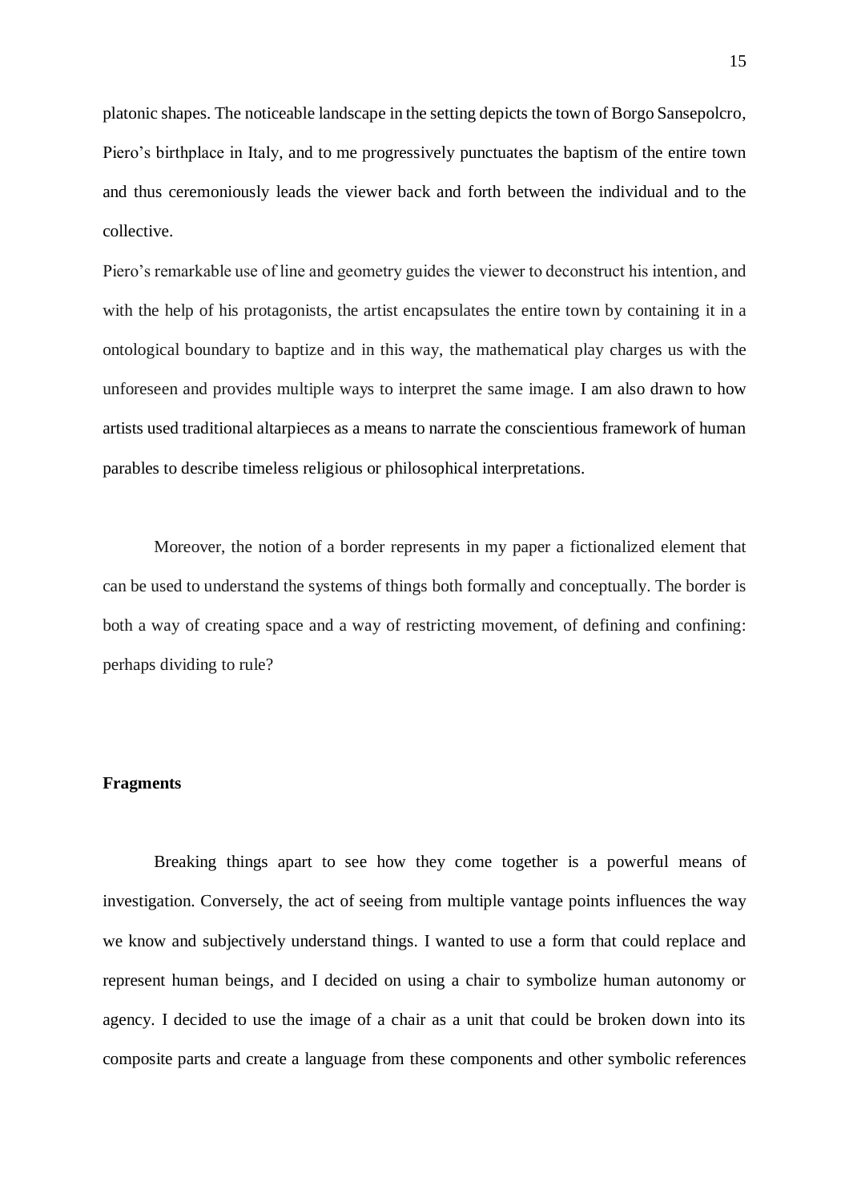platonic shapes. The noticeable landscape in the setting depicts the town of Borgo Sansepolcro, Piero's birthplace in Italy, and to me progressively punctuates the baptism of the entire town and thus ceremoniously leads the viewer back and forth between the individual and to the collective.

Piero's remarkable use of line and geometry guides the viewer to deconstruct his intention, and with the help of his protagonists, the artist encapsulates the entire town by containing it in a ontological boundary to baptize and in this way, the mathematical play charges us with the unforeseen and provides multiple ways to interpret the same image. I am also drawn to how artists used traditional altarpieces as a means to narrate the conscientious framework of human parables to describe timeless religious or philosophical interpretations.

Moreover, the notion of a border represents in my paper a fictionalized element that can be used to understand the systems of things both formally and conceptually. The border is both a way of creating space and a way of restricting movement, of defining and confining: perhaps dividing to rule?

**Fragments**

Breaking things apart to see how they come together is a powerful means of investigation. Conversely, the act of seeing from multiple vantage points influences the way we know and subjectively understand things. I wanted to use a form that could replace and represent human beings, and I decided on using a chair to symbolize human autonomy or agency. I decided to use the image of a chair as a unit that could be broken down into its composite parts and create a language from these components and other symbolic references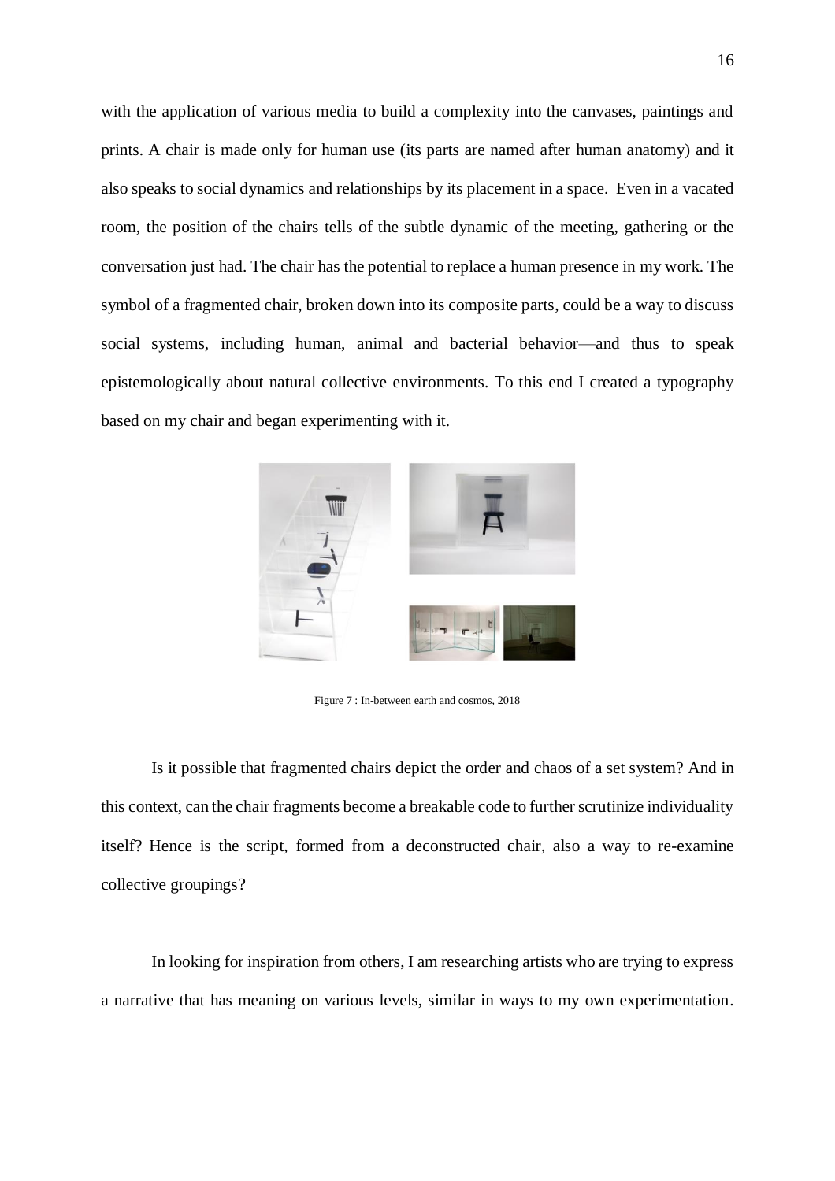with the application of various media to build a complexity into the canvases, paintings and prints. A chair is made only for human use (its parts are named after human anatomy) and it also speaks to social dynamics and relationships by its placement in a space. Even in a vacated room, the position of the chairs tells of the subtle dynamic of the meeting, gathering or the conversation just had. The chair has the potential to replace a human presence in my work. The symbol of a fragmented chair, broken down into its composite parts, could be a way to discuss social systems, including human, animal and bacterial behavior—and thus to speak epistemologically about natural collective environments. To this end I created a typography based on my chair and began experimenting with it.

Figure 7 : In-between earth and cosmos, 2018

Is it possible that fragmented chairs depict the order and chaos of a set system? And in this context, can the chair fragments become a breakable code to further scrutinize individuality itself? Hence is the script, formed from a deconstructed chair, also a way to re-examine collective groupings?

In looking for inspiration from others, I am researching artists who are trying to express a narrative that has meaning on various levels, similar in ways to my own experimentation.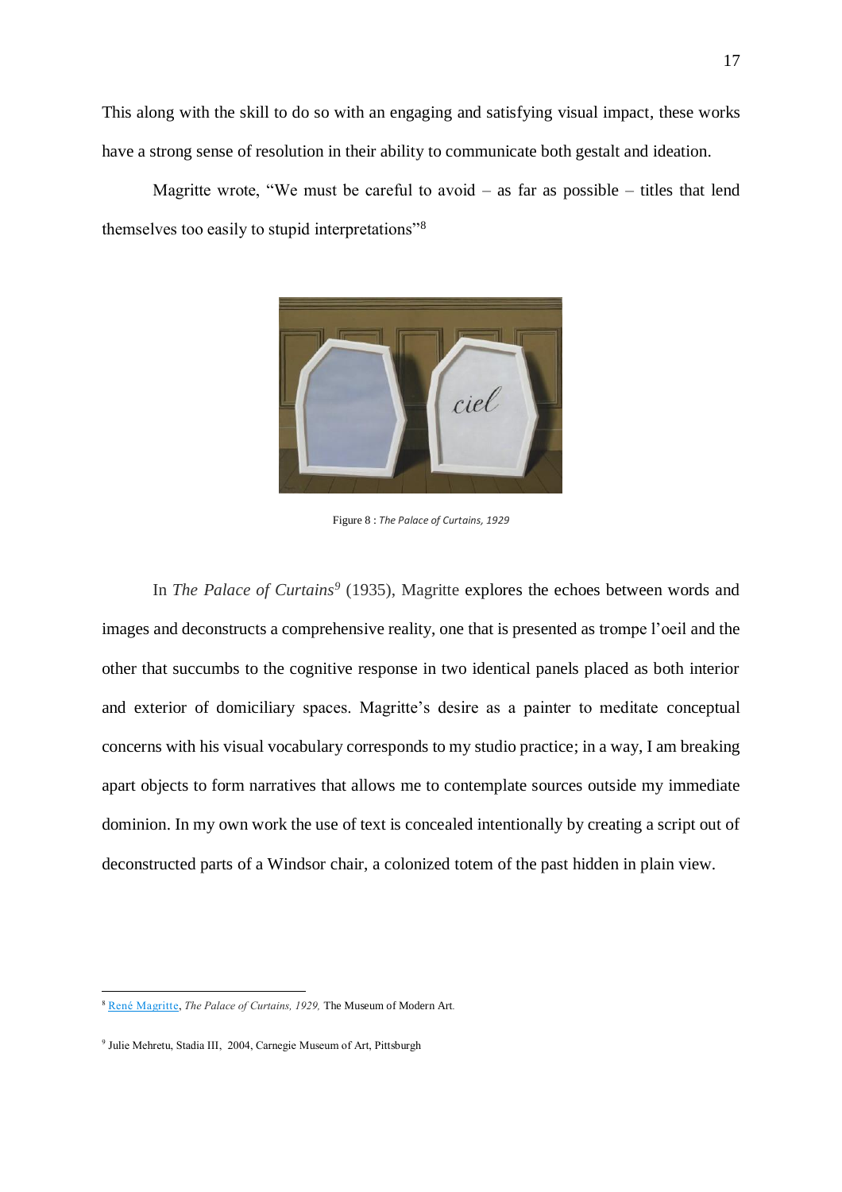This along with the skill to do so with an engaging and satisfying visual impact, these works have a strong sense of resolution in their ability to communicate both gestalt and ideation.

Magritte wrote, "We must be careful to avoid – as far as possible – titles that lend themselves too easily to stupid interpretations"[8]

Figure 8 : *The Palace of Curtains, 1929*

In *The Palace of Curtains*[9] (1935), Magritte explores the echoes between words and images and deconstructs a comprehensive reality, one that is presented as trompe l'oeil and the other that succumbs to the cognitive response in two identical panels placed as both interior and exterior of domiciliary spaces. Magritte's desire as a painter to meditate conceptual concerns with his visual vocabulary corresponds to my studio practice; in a way, I am breaking apart objects to form narratives that allows me to contemplate sources outside my immediate dominion. In my own work the use of text is concealed intentionally by creating a script out of deconstructed parts of a Windsor chair, a colonized totem of the past hidden in plain view.

---

[8] René Magritte, *The Palace of Curtains, 1929,* The Museum of Modern Art.

[9] Julie Mehretu, Stadia III, 2004, Carnegie Museum of Art, Pittsburgh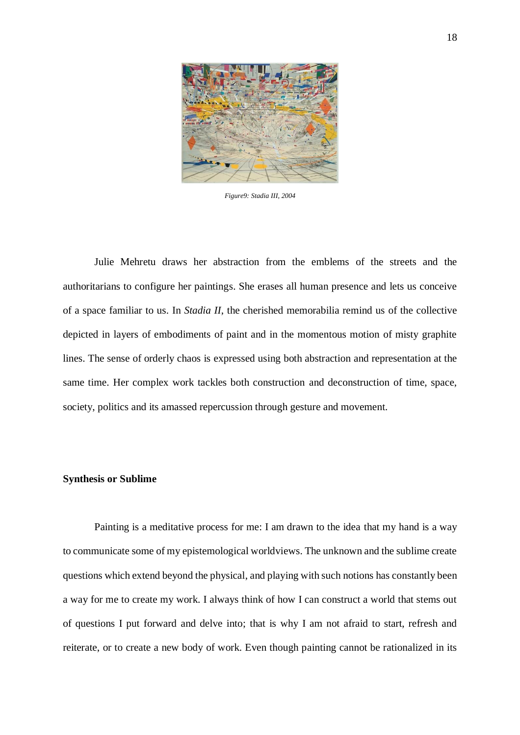*Figure9: Stadia III, 2004*

Julie Mehretu draws her abstraction from the emblems of the streets and the authoritarians to configure her paintings. She erases all human presence and lets us conceive of a space familiar to us. In *Stadia II*, the cherished memorabilia remind us of the collective depicted in layers of embodiments of paint and in the momentous motion of misty graphite lines. The sense of orderly chaos is expressed using both abstraction and representation at the same time. Her complex work tackles both construction and deconstruction of time, space, society, politics and its amassed repercussion through gesture and movement.

**Synthesis or Sublime**

Painting is a meditative process for me: I am drawn to the idea that my hand is a way to communicate some of my epistemological worldviews. The unknown and the sublime create questions which extend beyond the physical, and playing with such notions has constantly been a way for me to create my work. I always think of how I can construct a world that stems out of questions I put forward and delve into; that is why I am not afraid to start, refresh and reiterate, or to create a new body of work. Even though painting cannot be rationalized in its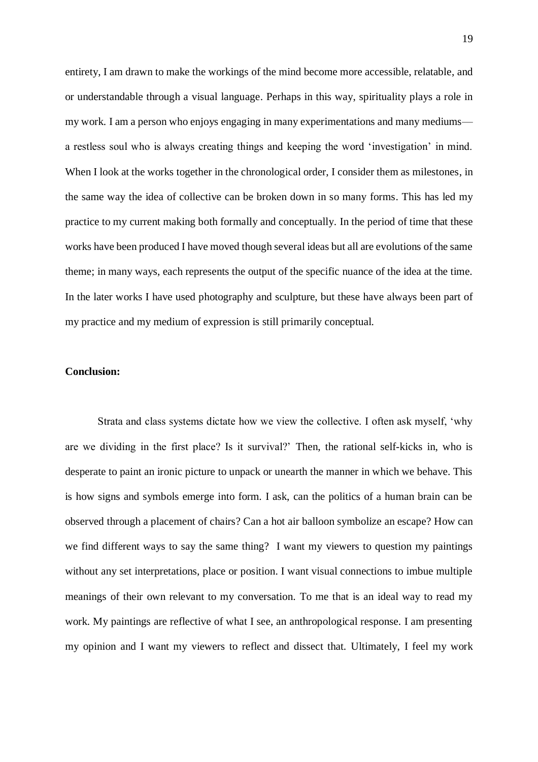entirety, I am drawn to make the workings of the mind become more accessible, relatable, and or understandable through a visual language. Perhaps in this way, spirituality plays a role in my work. I am a person who enjoys engaging in many experimentations and many mediums—a restless soul who is always creating things and keeping the word 'investigation' in mind. When I look at the works together in the chronological order, I consider them as milestones, in the same way the idea of collective can be broken down in so many forms. This has led my practice to my current making both formally and conceptually. In the period of time that these works have been produced I have moved though several ideas but all are evolutions of the same theme; in many ways, each represents the output of the specific nuance of the idea at the time. In the later works I have used photography and sculpture, but these have always been part of my practice and my medium of expression is still primarily conceptual.

**Conclusion:**

Strata and class systems dictate how we view the collective. I often ask myself, 'why are we dividing in the first place? Is it survival?' Then, the rational self-kicks in, who is desperate to paint an ironic picture to unpack or unearth the manner in which we behave. This is how signs and symbols emerge into form. I ask, can the politics of a human brain can be observed through a placement of chairs? Can a hot air balloon symbolize an escape? How can we find different ways to say the same thing? I want my viewers to question my paintings without any set interpretations, place or position. I want visual connections to imbue multiple meanings of their own relevant to my conversation. To me that is an ideal way to read my work. My paintings are reflective of what I see, an anthropological response. I am presenting my opinion and I want my viewers to reflect and dissect that. Ultimately, I feel my work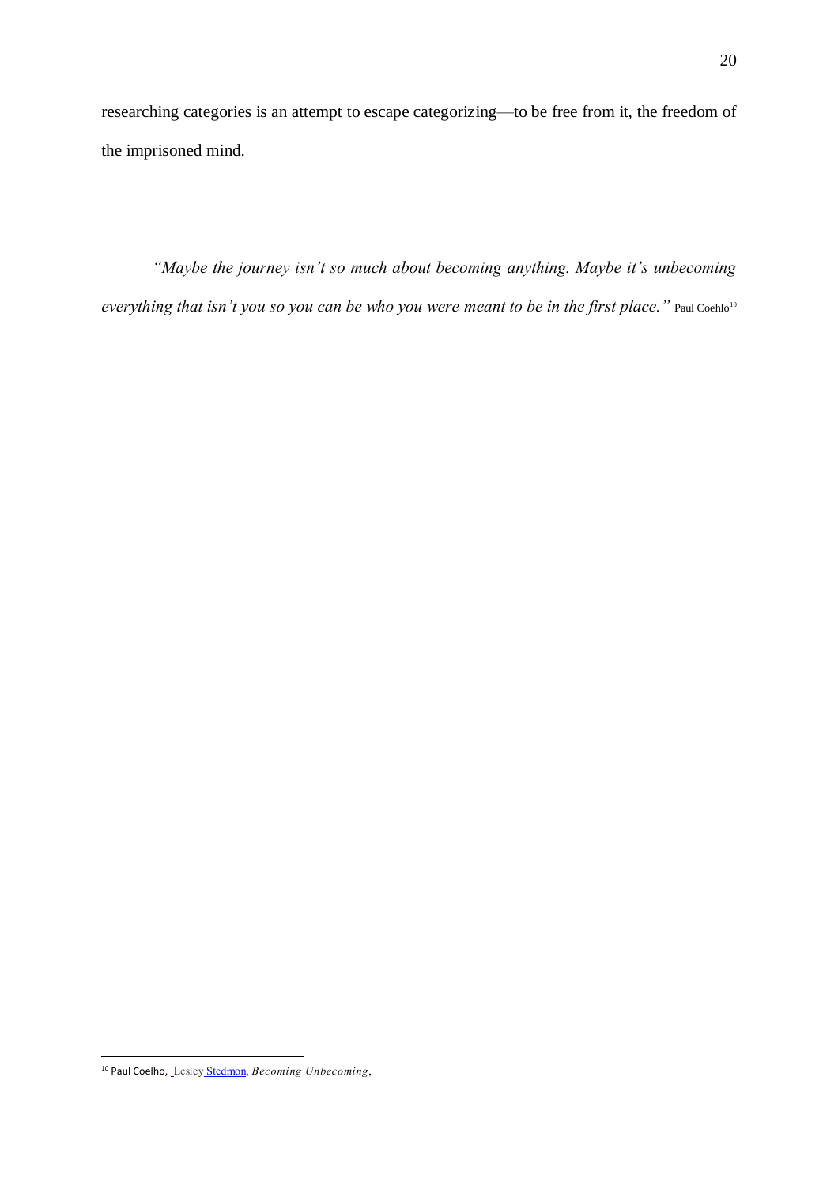researching categories is an attempt to escape categorizing—to be free from it, the freedom of the imprisoned mind.

*"Maybe the journey isn't so much about becoming anything. Maybe it's unbecoming everything that isn't you so you can be who you were meant to be in the first place."* Paul Coehlo[10]

---

[10] Paul Coelho, Lesley Stedmon, *Becoming Unbecoming*,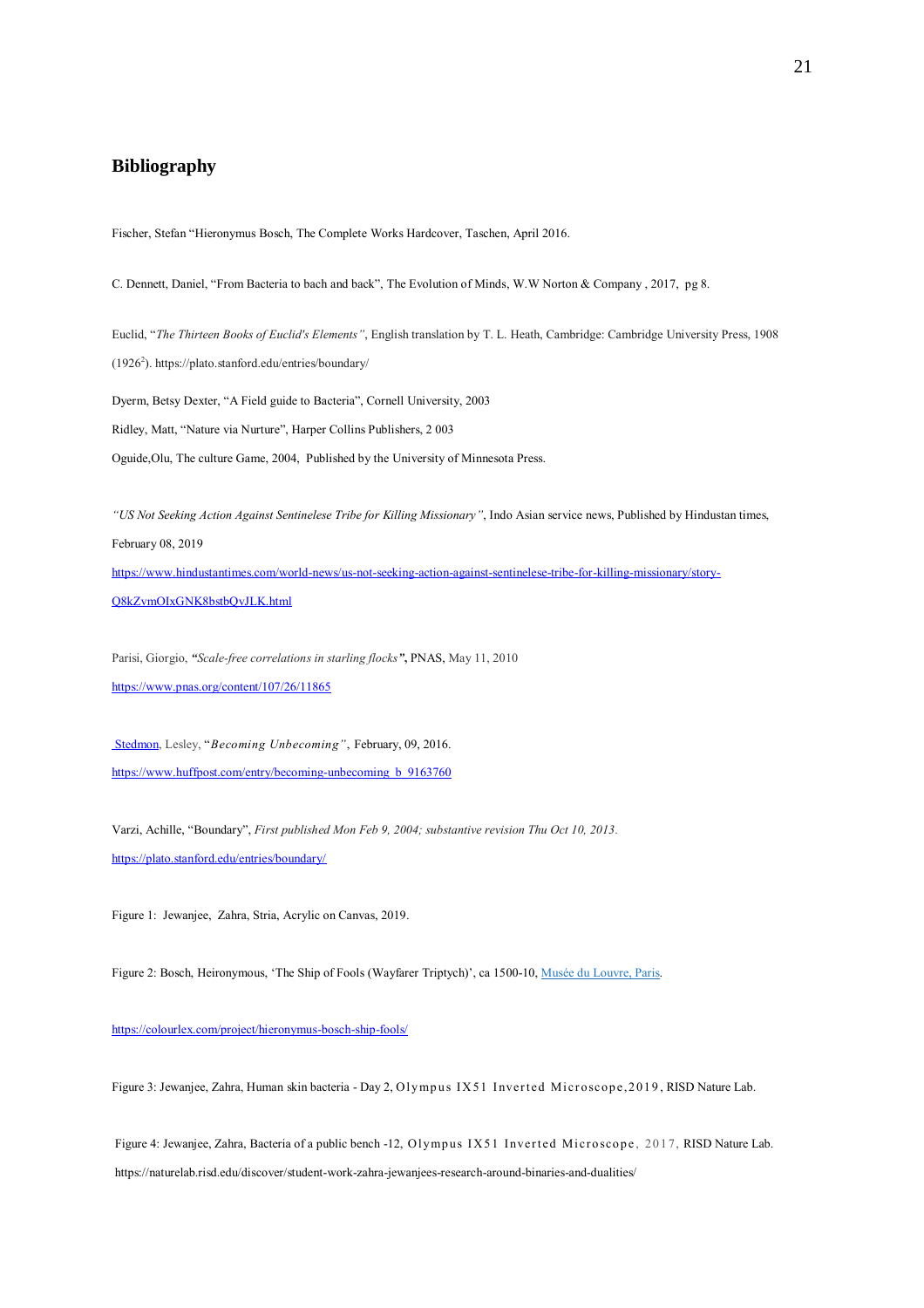## Bibliography

Fischer, Stefan "Hieronymus Bosch, The Complete Works Hardcover, Taschen, April 2016.

C. Dennett, Daniel, "From Bacteria to bach and back", The Evolution of Minds, W.W Norton & Company , 2017, pg 8.

Euclid, "*The Thirteen Books of Euclid's Elements"*, English translation by T. L. Heath, Cambridge: Cambridge University Press, 1908 (1926[2]). https://plato.stanford.edu/entries/boundary/

Dyerm, Betsy Dexter, "A Field guide to Bacteria", Cornell University, 2003

Ridley, Matt, "Nature via Nurture", Harper Collins Publishers, 2 003

Oguide,Olu, The culture Game, 2004, Published by the University of Minnesota Press.

*"US Not Seeking Action Against Sentinelese Tribe for Killing Missionary"*, Indo Asian service news, Published by Hindustan times, February 08, 2019

https://www.hindustantimes.com/world-news/us-not-seeking-action-against-sentinelese-tribe-for-killing-missionary/story-Q8kZvmOIxGNK8bstbQvJLK.html

Parisi, Giorgio, *"Scale-free correlations in starling flocks"*, PNAS, May 11, 2010

https://www.pnas.org/content/107/26/11865

Stedmon, Lesley, "*Becoming Unbecoming"*, February, 09, 2016.

https://www.huffpost.com/entry/becoming-unbecoming_b_9163760

Varzi, Achille, "Boundary", *First published Mon Feb 9, 2004; substantive revision Thu Oct 10, 2013.*

https://plato.stanford.edu/entries/boundary/

Figure 1: Jewanjee, Zahra, Stria, Acrylic on Canvas, 2019.

Figure 2: Bosch, Heironymous, 'The Ship of Fools (Wayfarer Triptych)', ca 1500-10, Musée du Louvre, Paris.

https://colourlex.com/project/hieronymus-bosch-ship-fools/

Figure 3: Jewanjee, Zahra, Human skin bacteria - Day 2, Olympus IX51 Inverted Microscope,2019, RISD Nature Lab.

Figure 4: Jewanjee, Zahra, Bacteria of a public bench -12, Olympus IX51 Inverted Microscope, 2017, RISD Nature Lab.

https://naturelab.risd.edu/discover/student-work-zahra-jewanjees-research-around-binaries-and-dualities/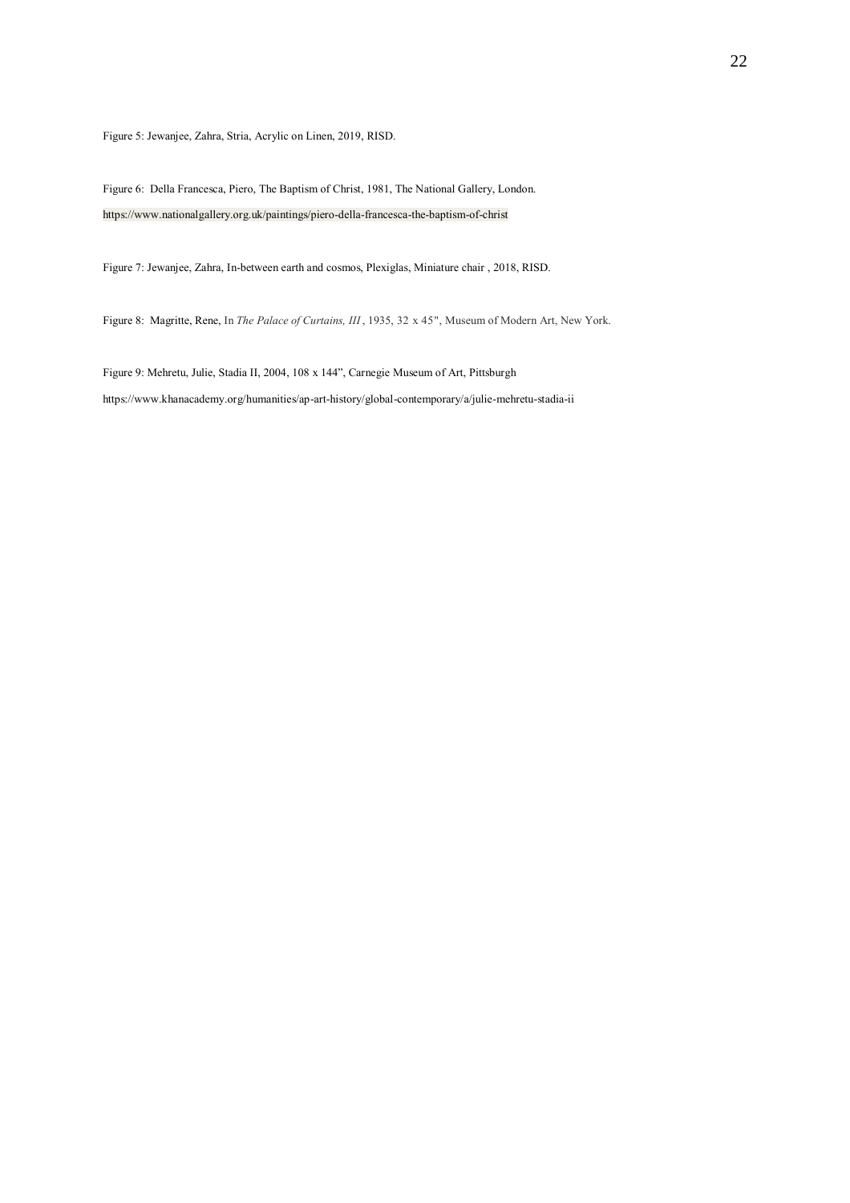Figure 5: Jewanjee, Zahra, Stria, Acrylic on Linen, 2019, RISD.

Figure 6: Della Francesca, Piero, The Baptism of Christ, 1981, The National Gallery, London.
https://www.nationalgallery.org.uk/paintings/piero-della-francesca-the-baptism-of-christ

Figure 7: Jewanjee, Zahra, In-between earth and cosmos, Plexiglas, Miniature chair , 2018, RISD.

Figure 8: Magritte, Rene, In *The Palace of Curtains, III* , 1935, 32 x 45", Museum of Modern Art, New York.

Figure 9: Mehretu, Julie, Stadia II, 2004, 108 x 144", Carnegie Museum of Art, Pittsburgh
https://www.khanacademy.org/humanities/ap-art-history/global-contemporary/a/julie-mehretu-stadia-ii